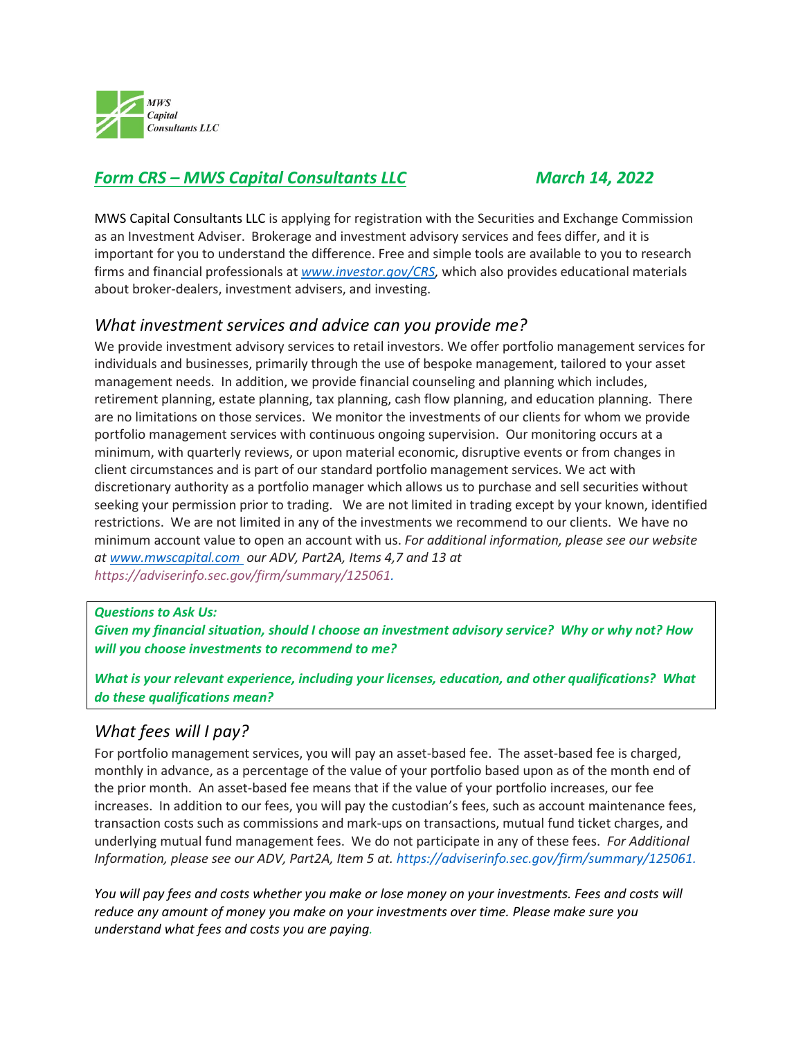MWS Capital Consultants LLC

## *Form CRS – MWS Capital Consultants LLC* *March 14, 2022*

MWS Capital Consultants LLC is applying for registration with the Securities and Exchange Commission as an Investment Adviser. Brokerage and investment advisory services and fees differ, and it is important for you to understand the difference. Free and simple tools are available to you to research firms and financial professionals at *www.investor.gov/CRS*, which also provides educational materials about broker-dealers, investment advisers, and investing.

### *What investment services and advice can you provide me?*

We provide investment advisory services to retail investors. We offer portfolio management services for individuals and businesses, primarily through the use of bespoke management, tailored to your asset management needs. In addition, we provide financial counseling and planning which includes, retirement planning, estate planning, tax planning, cash flow planning, and education planning. There are no limitations on those services. We monitor the investments of our clients for whom we provide portfolio management services with continuous ongoing supervision. Our monitoring occurs at a minimum, with quarterly reviews, or upon material economic, disruptive events or from changes in client circumstances and is part of our standard portfolio management services. We act with discretionary authority as a portfolio manager which allows us to purchase and sell securities without seeking your permission prior to trading. We are not limited in trading except by your known, identified restrictions. We are not limited in any of the investments we recommend to our clients. We have no minimum account value to open an account with us. *For additional information, please see our website at www.mwscapital.com our ADV, Part2A, Items 4,7 and 13 at https://adviserinfo.sec.gov/firm/summary/125061.*

***Questions to Ask Us:***
***Given my financial situation, should I choose an investment advisory service? Why or why not? How will you choose investments to recommend to me?***

***What is your relevant experience, including your licenses, education, and other qualifications? What do these qualifications mean?***

### *What fees will I pay?*

For portfolio management services, you will pay an asset-based fee. The asset-based fee is charged, monthly in advance, as a percentage of the value of your portfolio based upon as of the month end of the prior month. An asset-based fee means that if the value of your portfolio increases, our fee increases. In addition to our fees, you will pay the custodian's fees, such as account maintenance fees, transaction costs such as commissions and mark-ups on transactions, mutual fund ticket charges, and underlying mutual fund management fees. We do not participate in any of these fees. *For Additional Information, please see our ADV, Part2A, Item 5 at. https://adviserinfo.sec.gov/firm/summary/125061.*

*You will pay fees and costs whether you make or lose money on your investments. Fees and costs will reduce any amount of money you make on your investments over time. Please make sure you understand what fees and costs you are paying.*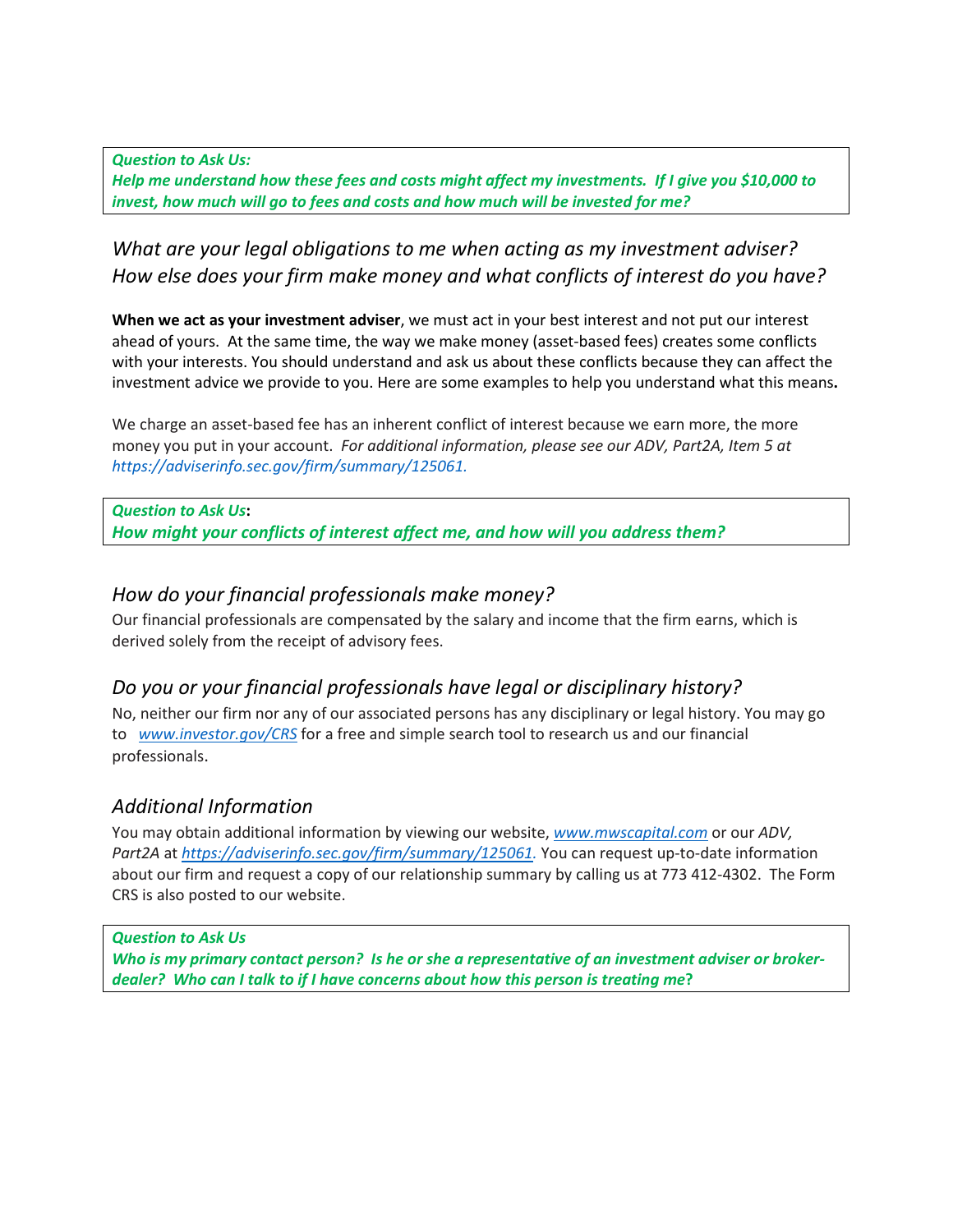***Question to Ask Us:***
***Help me understand how these fees and costs might affect my investments. If I give you $10,000 to invest, how much will go to fees and costs and how much will be invested for me?***

## *What are your legal obligations to me when acting as my investment adviser? How else does your firm make money and what conflicts of interest do you have?*

**When we act as your investment adviser**, we must act in your best interest and not put our interest ahead of yours. At the same time, the way we make money (asset-based fees) creates some conflicts with your interests. You should understand and ask us about these conflicts because they can affect the investment advice we provide to you. Here are some examples to help you understand what this means**.**

We charge an asset-based fee has an inherent conflict of interest because we earn more, the more money you put in your account. *For additional information, please see our ADV, Part2A, Item 5 at https://adviserinfo.sec.gov/firm/summary/125061.*

***Question to Ask Us*:**
***How might your conflicts of interest affect me, and how will you address them?***

## *How do your financial professionals make money?*

Our financial professionals are compensated by the salary and income that the firm earns, which is derived solely from the receipt of advisory fees.

## *Do you or your financial professionals have legal or disciplinary history?*

No, neither our firm nor any of our associated persons has any disciplinary or legal history. You may go to *www.investor.gov/CRS* for a free and simple search tool to research us and our financial professionals.

## *Additional Information*

You may obtain additional information by viewing our website, *www.mwscapital.com* or our *ADV, Part2A* at *https://adviserinfo.sec.gov/firm/summary/125061.* You can request up-to-date information about our firm and request a copy of our relationship summary by calling us at 773 412-4302. The Form CRS is also posted to our website.

***Question to Ask Us***
***Who is my primary contact person? Is he or she a representative of an investment adviser or broker-dealer? Who can I talk to if I have concerns about how this person is treating me*?**